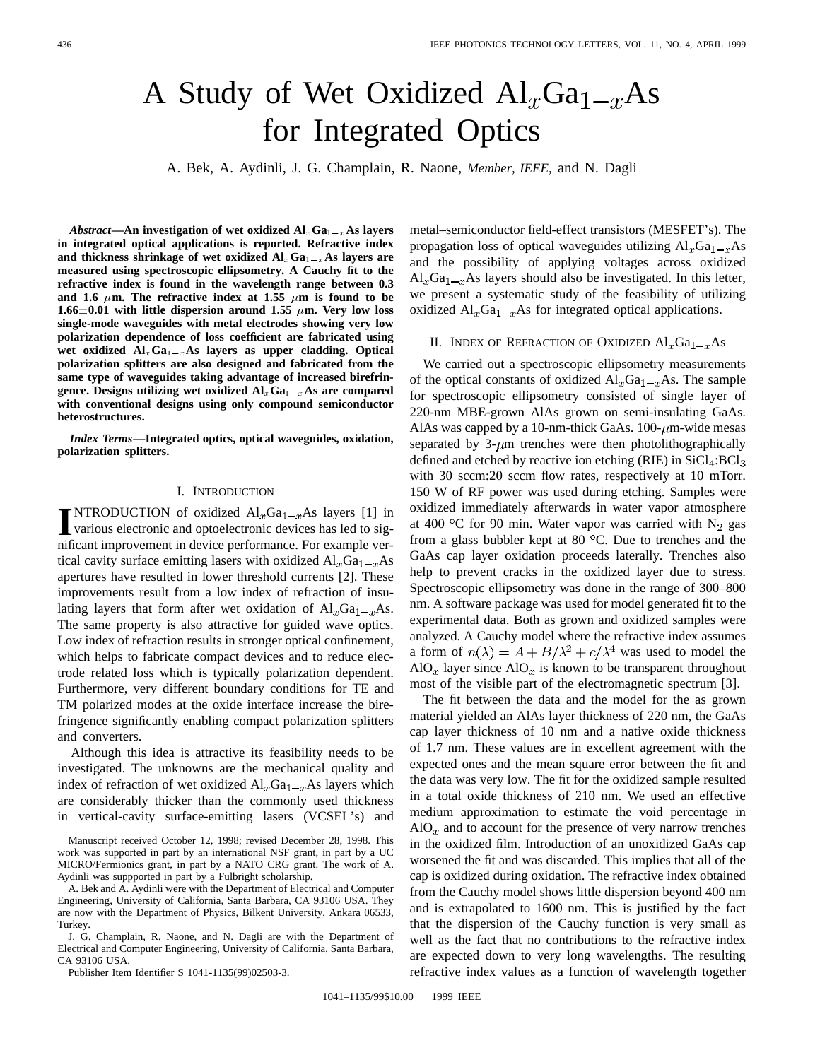# A Study of Wet Oxidized $Al_xGa_{1-x}As$ for Integrated Optics

A. Bek, A. Aydinli, J. G. Champlain, R. Naone, *Member, IEEE,* and N. Dagli

***Abstract*—An investigation of wet oxidized $Al_xGa_{1-x}As$ layers in integrated optical applications is reported. Refractive index and thickness shrinkage of wet oxidized $Al_xGa_{1-x}As$ layers are measured using spectroscopic ellipsometry. A Cauchy fit to the refractive index is found in the wavelength range between 0.3 and 1.6 $\mu$m. The refractive index at 1.55 $\mu$m is found to be 1.66$\pm$0.01 with little dispersion around 1.55 $\mu$m. Very low loss single-mode waveguides with metal electrodes showing very low polarization dependence of loss coefficient are fabricated using wet oxidized $Al_xGa_{1-x}As$ layers as upper cladding. Optical polarization splitters are also designed and fabricated from the same type of waveguides taking advantage of increased birefringence. Designs utilizing wet oxidized $Al_xGa_{1-x}As$ are compared with conventional designs using only compound semiconductor heterostructures.**

***Index Terms*—Integrated optics, optical waveguides, oxidation, polarization splitters.**

## I. Introduction

INTRODUCTION of oxidized $Al_xGa_{1-x}As$ layers [1] in various electronic and optoelectronic devices has led to significant improvement in device performance. For example vertical cavity surface emitting lasers with oxidized $Al_xGa_{1-x}As$ apertures have resulted in lower threshold currents [2]. These improvements result from a low index of refraction of insulating layers that form after wet oxidation of $Al_xGa_{1-x}As$. The same property is also attractive for guided wave optics. Low index of refraction results in stronger optical confinement, which helps to fabricate compact devices and to reduce electrode related loss which is typically polarization dependent. Furthermore, very different boundary conditions for TE and TM polarized modes at the oxide interface increase the birefringence significantly enabling compact polarization splitters and converters.

Although this idea is attractive its feasibility needs to be investigated. The unknowns are the mechanical quality and index of refraction of wet oxidized $Al_xGa_{1-x}As$ layers which are considerably thicker than the commonly used thickness in vertical-cavity surface-emitting lasers (VCSEL's) and metal–semiconductor field-effect transistors (MESFET's). The propagation loss of optical waveguides utilizing $Al_xGa_{1-x}As$ and the possibility of applying voltages across oxidized $Al_xGa_{1-x}As$ layers should also be investigated. In this letter, we present a systematic study of the feasibility of utilizing oxidized $Al_xGa_{1-x}As$ for integrated optical applications.

## II. Index of Refraction of Oxidized $Al_xGa_{1-x}As$

We carried out a spectroscopic ellipsometry measurements of the optical constants of oxidized $Al_xGa_{1-x}As$. The sample for spectroscopic ellipsometry consisted of single layer of 220-nm MBE-grown AlAs grown on semi-insulating GaAs. AlAs was capped by a 10-nm-thick GaAs. 100-$\mu$m-wide mesas separated by 3-$\mu$m trenches were then photolithographically defined and etched by reactive ion etching (RIE) in $SiCl_4$:$BCl_3$ with 30 sccm:20 sccm flow rates, respectively at 10 mTorr. 150 W of RF power was used during etching. Samples were oxidized immediately afterwards in water vapor atmosphere at 400 °C for 90 min. Water vapor was carried with $N_2$ gas from a glass bubbler kept at 80 °C. Due to trenches and the GaAs cap layer oxidation proceeds laterally. Trenches also help to prevent cracks in the oxidized layer due to stress. Spectroscopic ellipsometry was done in the range of 300–800 nm. A software package was used for model generated fit to the experimental data. Both as grown and oxidized samples were analyzed. A Cauchy model where the refractive index assumes a form of $n(\lambda) = A + B/\lambda^2 + c/\lambda^4$ was used to model the $AlO_x$ layer since $AlO_x$ is known to be transparent throughout most of the visible part of the electromagnetic spectrum [3].

The fit between the data and the model for the as grown material yielded an AlAs layer thickness of 220 nm, the GaAs cap layer thickness of 10 nm and a native oxide thickness of 1.7 nm. These values are in excellent agreement with the expected ones and the mean square error between the fit and the data was very low. The fit for the oxidized sample resulted in a total oxide thickness of 210 nm. We used an effective medium approximation to estimate the void percentage in $AlO_x$ and to account for the presence of very narrow trenches in the oxidized film. Introduction of an unoxidized GaAs cap worsened the fit and was discarded. This implies that all of the cap is oxidized during oxidation. The refractive index obtained from the Cauchy model shows little dispersion beyond 400 nm and is extrapolated to 1600 nm. This is justified by the fact that the dispersion of the Cauchy function is very small as well as the fact that no contributions to the refractive index are expected down to very long wavelengths. The resulting refractive index values as a function of wavelength together

Manuscript received October 12, 1998; revised December 28, 1998. This work was supported in part by an international NSF grant, in part by a UC MICRO/Fermionics grant, in part by a NATO CRG grant. The work of A. Aydinli was suppported in part by a Fulbright scholarship.

A. Bek and A. Aydinli were with the Department of Electrical and Computer Engineering, University of California, Santa Barbara, CA 93106 USA. They are now with the Department of Physics, Bilkent University, Ankara 06533, Turkey.

J. G. Champlain, R. Naone, and N. Dagli are with the Department of Electrical and Computer Engineering, University of California, Santa Barbara, CA 93106 USA.

Publisher Item Identifier S 1041-1135(99)02503-3.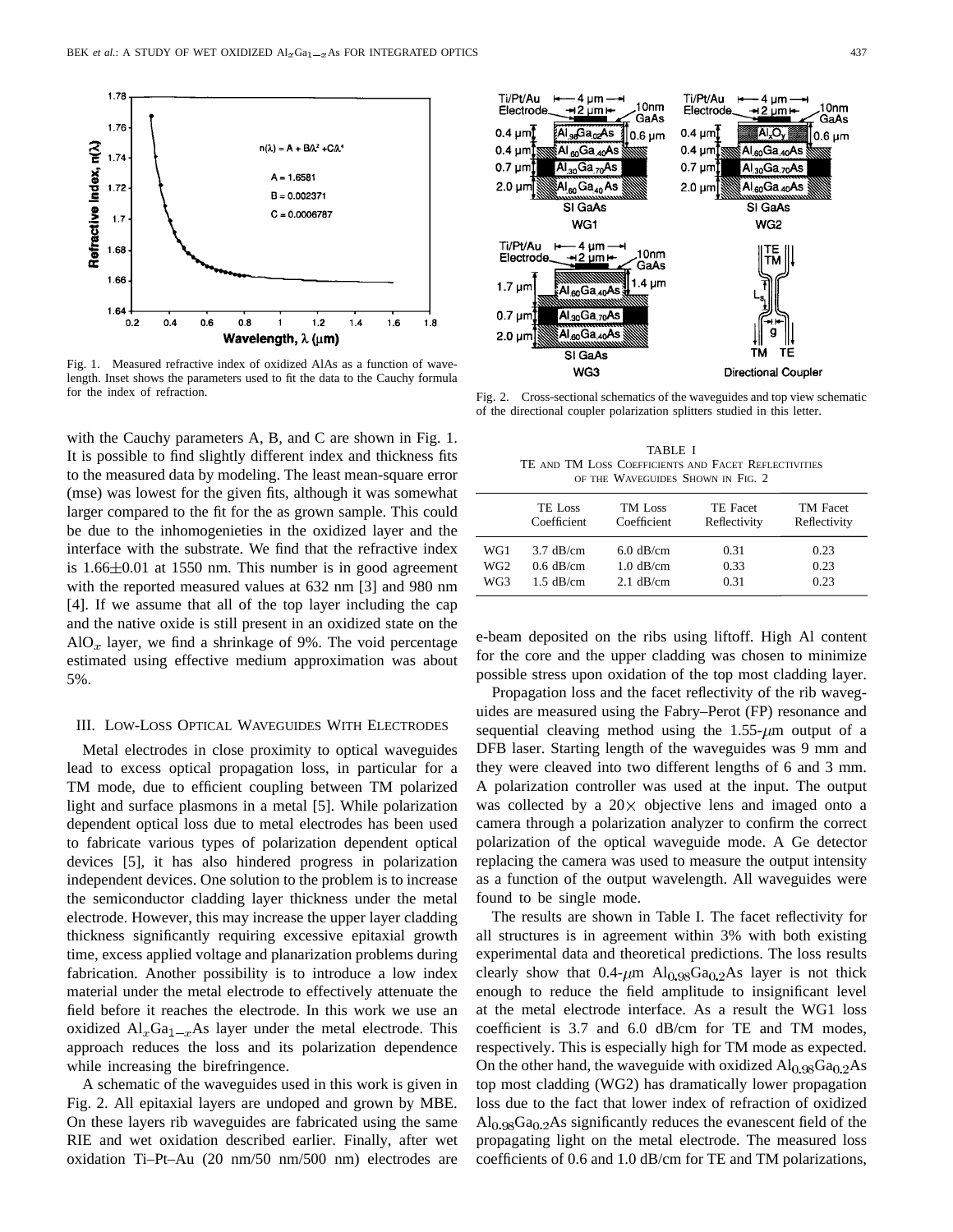Fig. 1. Measured refractive index of oxidized AlAs as a function of wavelength. Inset shows the parameters used to fit the data to the Cauchy formula for the index of refraction.

Fig. 2. Cross-sectional schematics of the waveguides and top view schematic of the directional coupler polarization splitters studied in this letter.

with the Cauchy parameters A, B, and C are shown in Fig. 1. It is possible to find slightly different index and thickness fits to the measured data by modeling. The least mean-square error (mse) was lowest for the given fits, although it was somewhat larger compared to the fit for the as grown sample. This could be due to the inhomogenieties in the oxidized layer and the interface with the substrate. We find that the refractive index is 1.66±0.01 at 1550 nm. This number is in good agreement with the reported measured values at 632 nm [3] and 980 nm [4]. If we assume that all of the top layer including the cap and the native oxide is still present in an oxidized state on the $AlO_x$ layer, we find a shrinkage of 9%. The void percentage estimated using effective medium approximation was about 5%.

## III. Low-Loss Optical Waveguides With Electrodes

Metal electrodes in close proximity to optical waveguides lead to excess optical propagation loss, in particular for a TM mode, due to efficient coupling between TM polarized light and surface plasmons in a metal [5]. While polarization dependent optical loss due to metal electrodes has been used to fabricate various types of polarization dependent optical devices [5], it has also hindered progress in polarization independent devices. One solution to the problem is to increase the semiconductor cladding layer thickness under the metal electrode. However, this may increase the upper layer cladding thickness significantly requiring excessive epitaxial growth time, excess applied voltage and planarization problems during fabrication. Another possibility is to introduce a low index material under the metal electrode to effectively attenuate the field before it reaches the electrode. In this work we use an oxidized $Al_xGa_{1-x}As$ layer under the metal electrode. This approach reduces the loss and its polarization dependence while increasing the birefringence.

A schematic of the waveguides used in this work is given in Fig. 2. All epitaxial layers are undoped and grown by MBE. On these layers rib waveguides are fabricated using the same RIE and wet oxidation described earlier. Finally, after wet oxidation Ti–Pt–Au (20 nm/50 nm/500 nm) electrodes are e-beam deposited on the ribs using liftoff. High Al content for the core and the upper cladding was chosen to minimize possible stress upon oxidation of the top most cladding layer.

TABLE I
TE and TM Loss Coefficients and Facet Reflectivities of the Waveguides Shown in Fig. 2

| | TE Loss Coefficient | TM Loss Coefficient | TE Facet Reflectivity | TM Facet Reflectivity |
|---|---|---|---|---|
| WG1 | 3.7 dB/cm | 6.0 dB/cm | 0.31 | 0.23 |
| WG2 | 0.6 dB/cm | 1.0 dB/cm | 0.33 | 0.23 |
| WG3 | 1.5 dB/cm | 2.1 dB/cm | 0.31 | 0.23 |

Propagation loss and the facet reflectivity of the rib waveguides are measured using the Fabry–Perot (FP) resonance and sequential cleaving method using the 1.55-$\mu$m output of a DFB laser. Starting length of the waveguides was 9 mm and they were cleaved into two different lengths of 6 and 3 mm. A polarization controller was used at the input. The output was collected by a 20× objective lens and imaged onto a camera through a polarization analyzer to confirm the correct polarization of the optical waveguide mode. A Ge detector replacing the camera was used to measure the output intensity as a function of the output wavelength. All waveguides were found to be single mode.

The results are shown in Table I. The facet reflectivity for all structures is in agreement within 3% with both existing experimental data and theoretical predictions. The loss results clearly show that 0.4-$\mu$m $Al_{0.98}Ga_{0.2}As$ layer is not thick enough to reduce the field amplitude to insignificant level at the metal electrode interface. As a result the WG1 loss coefficient is 3.7 and 6.0 dB/cm for TE and TM modes, respectively. This is especially high for TM mode as expected. On the other hand, the waveguide with oxidized $Al_{0.98}Ga_{0.2}As$ top most cladding (WG2) has dramatically lower propagation loss due to the fact that lower index of refraction of oxidized $Al_{0.98}Ga_{0.2}As$ significantly reduces the evanescent field of the propagating light on the metal electrode. The measured loss coefficients of 0.6 and 1.0 dB/cm for TE and TM polarizations,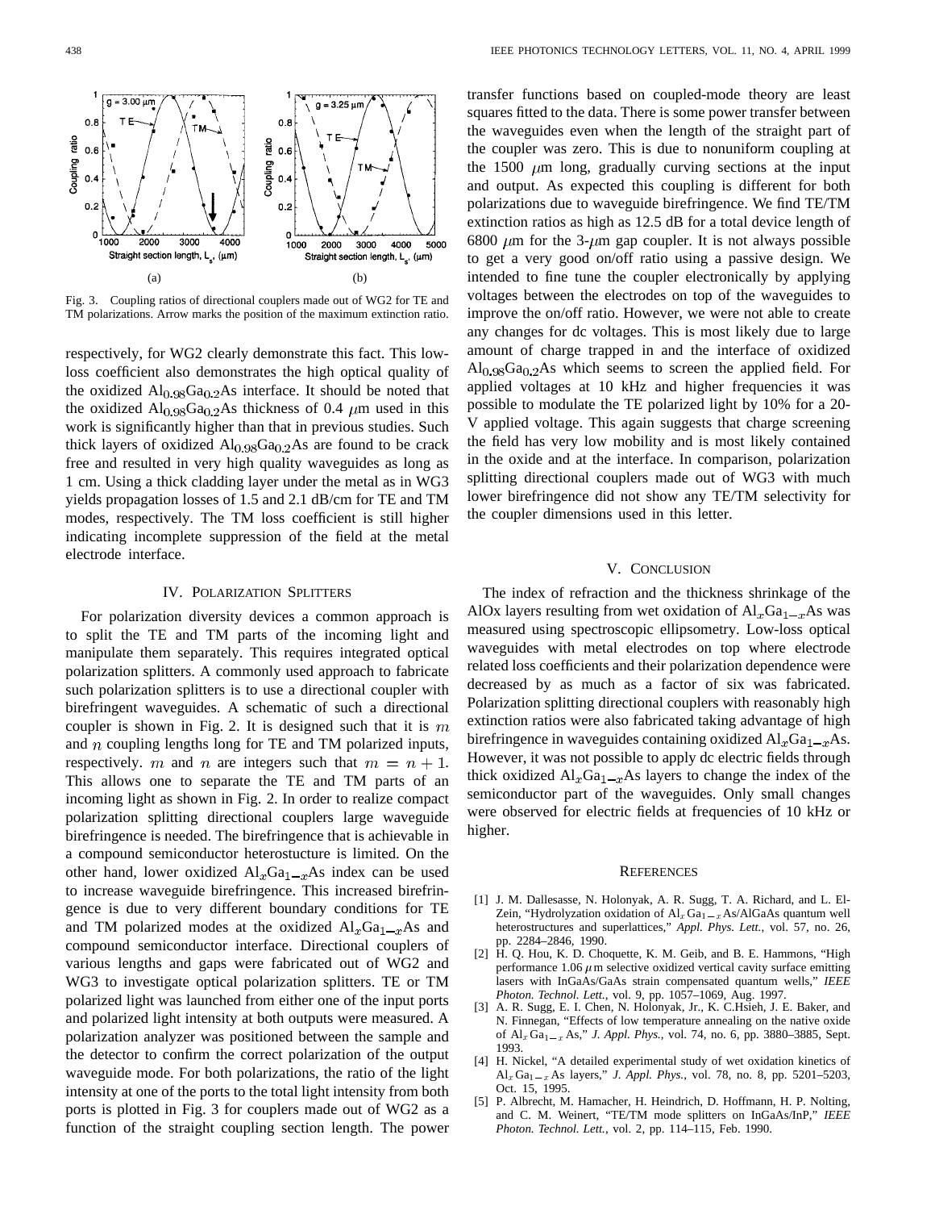(a) g = 3.00 μm
TE
TM
Coupling ratio
1
0.8
0.6
0.4
0.2
0
1000 2000 3000 4000
Straight section length, $L_s$, (μm)

(b) g = 3.25 μm
TE
TM
Coupling ratio
1
0.8
0.6
0.4
0.2
0
1000 2000 3000 4000 5000
Straight section length, $L_s$, (μm)

Fig. 3. Coupling ratios of directional couplers made out of WG2 for TE and TM polarizations. Arrow marks the position of the maximum extinction ratio.

respectively, for WG2 clearly demonstrate this fact. This low-loss coefficient also demonstrates the high optical quality of the oxidized $Al_{0.98}Ga_{0.2}As$ interface. It should be noted that the oxidized $Al_{0.98}Ga_{0.2}As$ thickness of 0.4 $\mu$m used in this work is significantly higher than that in previous studies. Such thick layers of oxidized $Al_{0.98}Ga_{0.2}As$ are found to be crack free and resulted in very high quality waveguides as long as 1 cm. Using a thick cladding layer under the metal as in WG3 yields propagation losses of 1.5 and 2.1 dB/cm for TE and TM modes, respectively. The TM loss coefficient is still higher indicating incomplete suppression of the field at the metal electrode interface.

## IV. Polarization Splitters

For polarization diversity devices a common approach is to split the TE and TM parts of the incoming light and manipulate them separately. This requires integrated optical polarization splitters. A commonly used approach to fabricate such polarization splitters is to use a directional coupler with birefringent waveguides. A schematic of such a directional coupler is shown in Fig. 2. It is designed such that it is $m$ and $n$ coupling lengths long for TE and TM polarized inputs, respectively. $m$ and $n$ are integers such that $m = n + 1$. This allows one to separate the TE and TM parts of an incoming light as shown in Fig. 2. In order to realize compact polarization splitting directional couplers large waveguide birefringence is needed. The birefringence that is achievable in a compound semiconductor heterostucture is limited. On the other hand, lower oxidized $Al_xGa_{1-x}As$ index can be used to increase waveguide birefringence. This increased birefringence is due to very different boundary conditions for TE and TM polarized modes at the oxidized $Al_xGa_{1-x}As$ and compound semiconductor interface. Directional couplers of various lengths and gaps were fabricated out of WG2 and WG3 to investigate optical polarization splitters. TE or TM polarized light was launched from either one of the input ports and polarized light intensity at both outputs were measured. A polarization analyzer was positioned between the sample and the detector to confirm the correct polarization of the output waveguide mode. For both polarizations, the ratio of the light intensity at one of the ports to the total light intensity from both ports is plotted in Fig. 3 for couplers made out of WG2 as a function of the straight coupling section length. The power transfer functions based on coupled-mode theory are least squares fitted to the data. There is some power transfer between the waveguides even when the length of the straight part of the coupler was zero. This is due to nonuniform coupling at the 1500 $\mu$m long, gradually curving sections at the input and output. As expected this coupling is different for both polarizations due to waveguide birefringence. We find TE/TM extinction ratios as high as 12.5 dB for a total device length of 6800 $\mu$m for the 3-$\mu$m gap coupler. It is not always possible to get a very good on/off ratio using a passive design. We intended to fine tune the coupler electronically by applying voltages between the electrodes on top of the waveguides to improve the on/off ratio. However, we were not able to create any changes for dc voltages. This is most likely due to large amount of charge trapped in and the interface of oxidized $Al_{0.98}Ga_{0.2}As$ which seems to screen the applied field. For applied voltages at 10 kHz and higher frequencies it was possible to modulate the TE polarized light by 10% for a 20-V applied voltage. This again suggests that charge screening the field has very low mobility and is most likely contained in the oxide and at the interface. In comparison, polarization splitting directional couplers made out of WG3 with much lower birefringence did not show any TE/TM selectivity for the coupler dimensions used in this letter.

## V. Conclusion

The index of refraction and the thickness shrinkage of the AlOx layers resulting from wet oxidation of $Al_xGa_{1-x}As$ was measured using spectroscopic ellipsometry. Low-loss optical waveguides with metal electrodes on top where electrode related loss coefficients and their polarization dependence were decreased by as much as a factor of six was fabricated. Polarization splitting directional couplers with reasonably high extinction ratios were also fabricated taking advantage of high birefringence in waveguides containing oxidized $Al_xGa_{1-x}As$. However, it was not possible to apply dc electric fields through thick oxidized $Al_xGa_{1-x}As$ layers to change the index of the semiconductor part of the waveguides. Only small changes were observed for electric fields at frequencies of 10 kHz or higher.

## References

[1] J. M. Dallesasse, N. Holonyak, A. R. Sugg, T. A. Richard, and L. El-Zein, "Hydrolyzation oxidation of $Al_xGa_{1-x}As$/AlGaAs quantum well heterostructures and superlattices," *Appl. Phys. Lett.*, vol. 57, no. 26, pp. 2284–2846, 1990.

[2] H. Q. Hou, K. D. Choquette, K. M. Geib, and B. E. Hammons, "High performance 1.06 $\mu$m selective oxidized vertical cavity surface emitting lasers with InGaAs/GaAs strain compensated quantum wells," *IEEE Photon. Technol. Lett.*, vol. 9, pp. 1057–1069, Aug. 1997.

[3] A. R. Sugg, E. I. Chen, N. Holonyak, Jr., K. C.Hsieh, J. E. Baker, and N. Finnegan, "Effects of low temperature annealing on the native oxide of $Al_xGa_{1-x}As$," *J. Appl. Phys.*, vol. 74, no. 6, pp. 3880–3885, Sept. 1993.

[4] H. Nickel, "A detailed experimental study of wet oxidation kinetics of $Al_xGa_{1-x}As$ layers," *J. Appl. Phys.*, vol. 78, no. 8, pp. 5201–5203, Oct. 15, 1995.

[5] P. Albrecht, M. Hamacher, H. Heindrich, D. Hoffmann, H. P. Nolting, and C. M. Weinert, "TE/TM mode splitters on InGaAs/InP," *IEEE Photon. Technol. Lett.*, vol. 2, pp. 114–115, Feb. 1990.